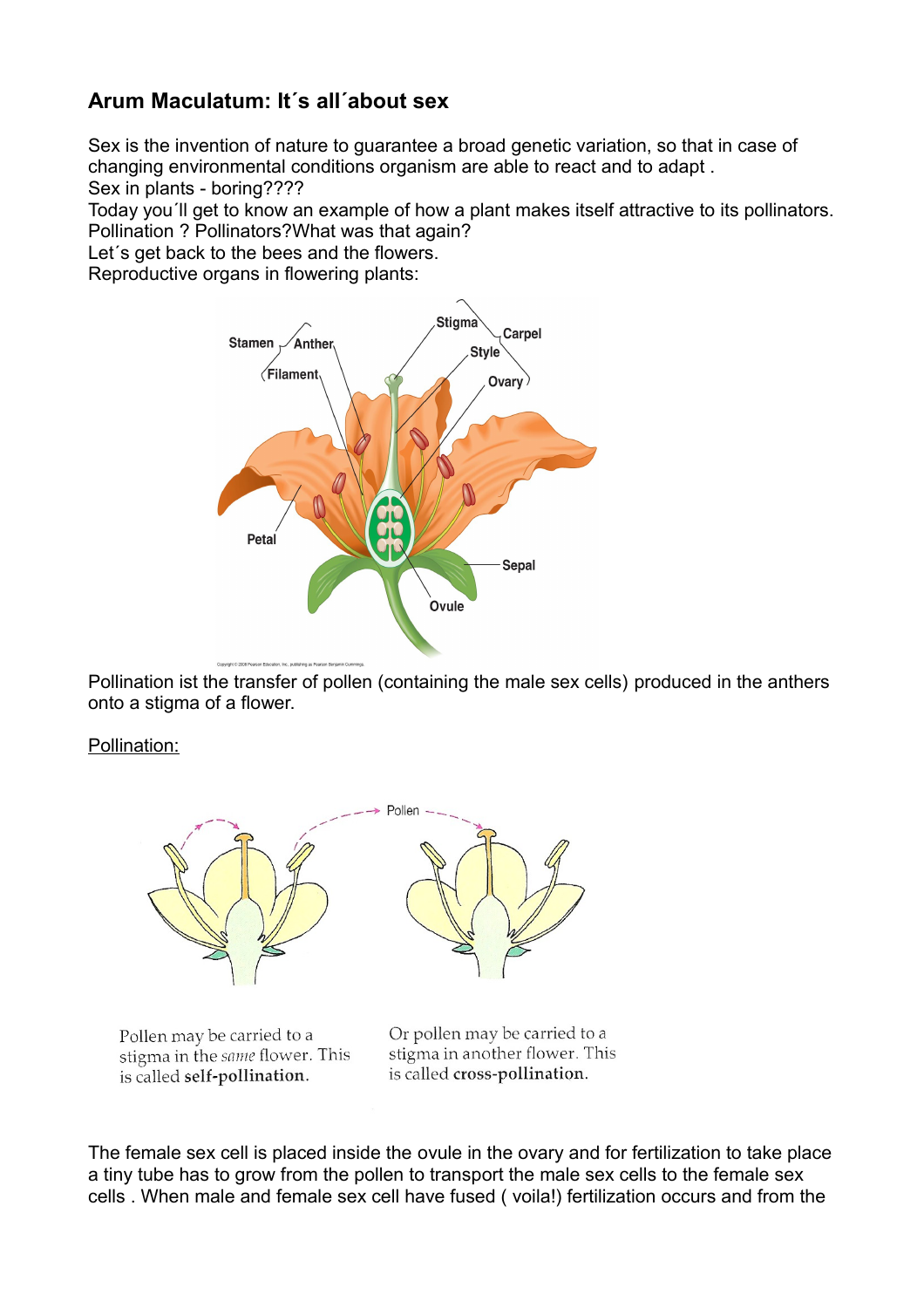## Arum Maculatum: It´s all´about sex

Sex is the invention of nature to guarantee a broad genetic variation, so that in case of changing environmental conditions organism are able to react and to adapt .
Sex in plants - boring????
Today you´ll get to know an example of how a plant makes itself attractive to its pollinators.
Pollination ? Pollinators?What was that again?
Let´s get back to the bees and the flowers.
Reproductive organs in flowering plants:

Pollination ist the transfer of pollen (containing the male sex cells) produced in the anthers onto a stigma of a flower.

<u>Pollination:</u>

Pollen may be carried to a stigma in the *same* flower. This is called **self-pollination.**

Or pollen may be carried to a stigma in another flower. This is called **cross-pollination.**

The female sex cell is placed inside the ovule in the ovary and for fertilization to take place a tiny tube has to grow from the pollen to transport the male sex cells to the female sex cells . When male and female sex cell have fused ( voila!) fertilization occurs and from the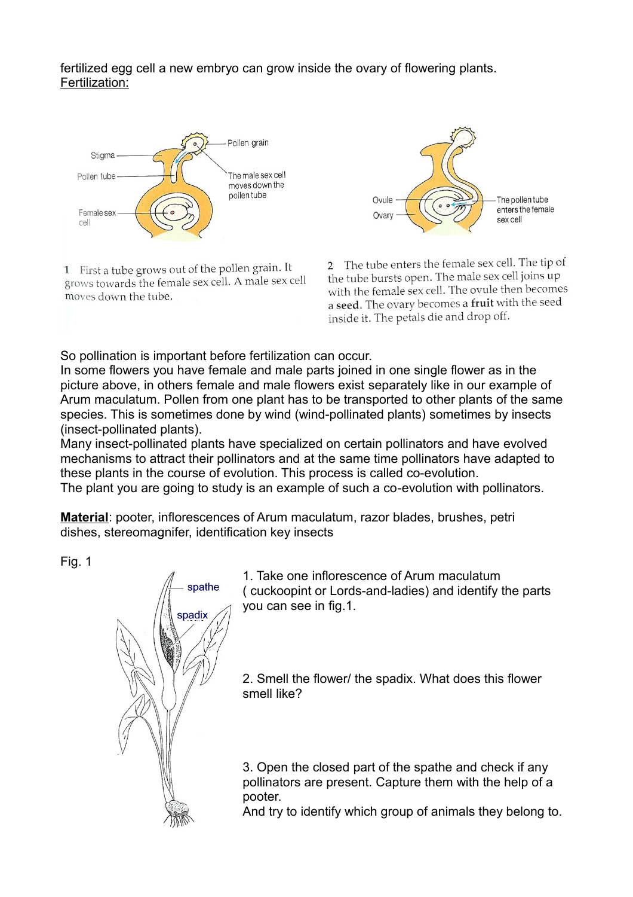fertilized egg cell a new embryo can grow inside the ovary of flowering plants.
Fertilization:

Stigma

Pollen grain

Pollen tube

The male sex cell moves down the pollen tube

Female sex cell

Ovule

Ovary

The pollen tube enters the female sex cell

1 First a tube grows out of the pollen grain. It grows towards the female sex cell. A male sex cell moves down the tube.

2 The tube enters the female sex cell. The tip of the tube bursts open. The male sex cell joins up with the female sex cell. The ovule then becomes a **seed**. The ovary becomes a **fruit** with the seed inside it. The petals die and drop off.

So pollination is important before fertilization can occur.
In some flowers you have female and male parts joined in one single flower as in the picture above, in others female and male flowers exist separately like in our example of Arum maculatum. Pollen from one plant has to be transported to other plants of the same species. This is sometimes done by wind (wind-pollinated plants) sometimes by insects (insect-pollinated plants).
Many insect-pollinated plants have specialized on certain pollinators and have evolved mechanisms to attract their pollinators and at the same time pollinators have adapted to these plants in the course of evolution. This process is called co-evolution.
The plant you are going to study is an example of such a co-evolution with pollinators.

**Material**: pooter, inflorescences of Arum maculatum, razor blades, brushes, petri dishes, stereomagnifer, identification key insects

Fig. 1

spathe

spadix

1. Take one inflorescence of Arum maculatum ( cuckoopint or Lords-and-ladies) and identify the parts you can see in fig.1.

2. Smell the flower/ the spadix. What does this flower smell like?

3. Open the closed part of the spathe and check if any pollinators are present. Capture them with the help of a pooter.
And try to identify which group of animals they belong to.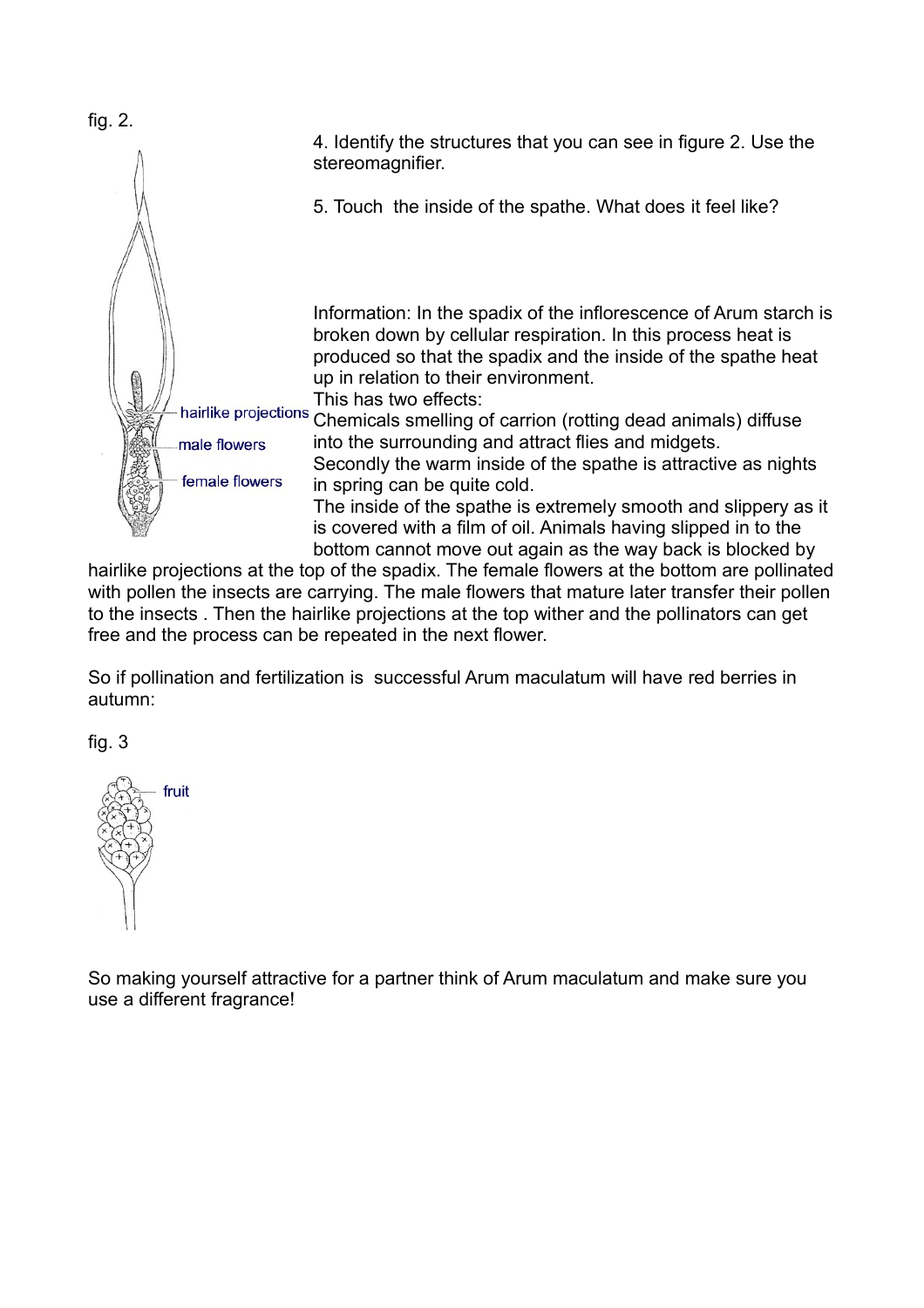fig. 2.

hairlike projections

male flowers

female flowers

4. Identify the structures that you can see in figure 2. Use the stereomagnifier.

5. Touch the inside of the spathe. What does it feel like?

Information: In the spadix of the inflorescence of Arum starch is broken down by cellular respiration. In this process heat is produced so that the spadix and the inside of the spathe heat up in relation to their environment.
This has two effects:
Chemicals smelling of carrion (rotting dead animals) diffuse into the surrounding and attract flies and midgets.
Secondly the warm inside of the spathe is attractive as nights in spring can be quite cold.
The inside of the spathe is extremely smooth and slippery as it is covered with a film of oil. Animals having slipped in to the bottom cannot move out again as the way back is blocked by hairlike projections at the top of the spadix. The female flowers at the bottom are pollinated with pollen the insects are carrying. The male flowers that mature later transfer their pollen to the insects . Then the hairlike projections at the top wither and the pollinators can get free and the process can be repeated in the next flower.

So if pollination and fertilization is successful Arum maculatum will have red berries in autumn:

fig. 3

fruit

So making yourself attractive for a partner think of Arum maculatum and make sure you use a different fragrance!